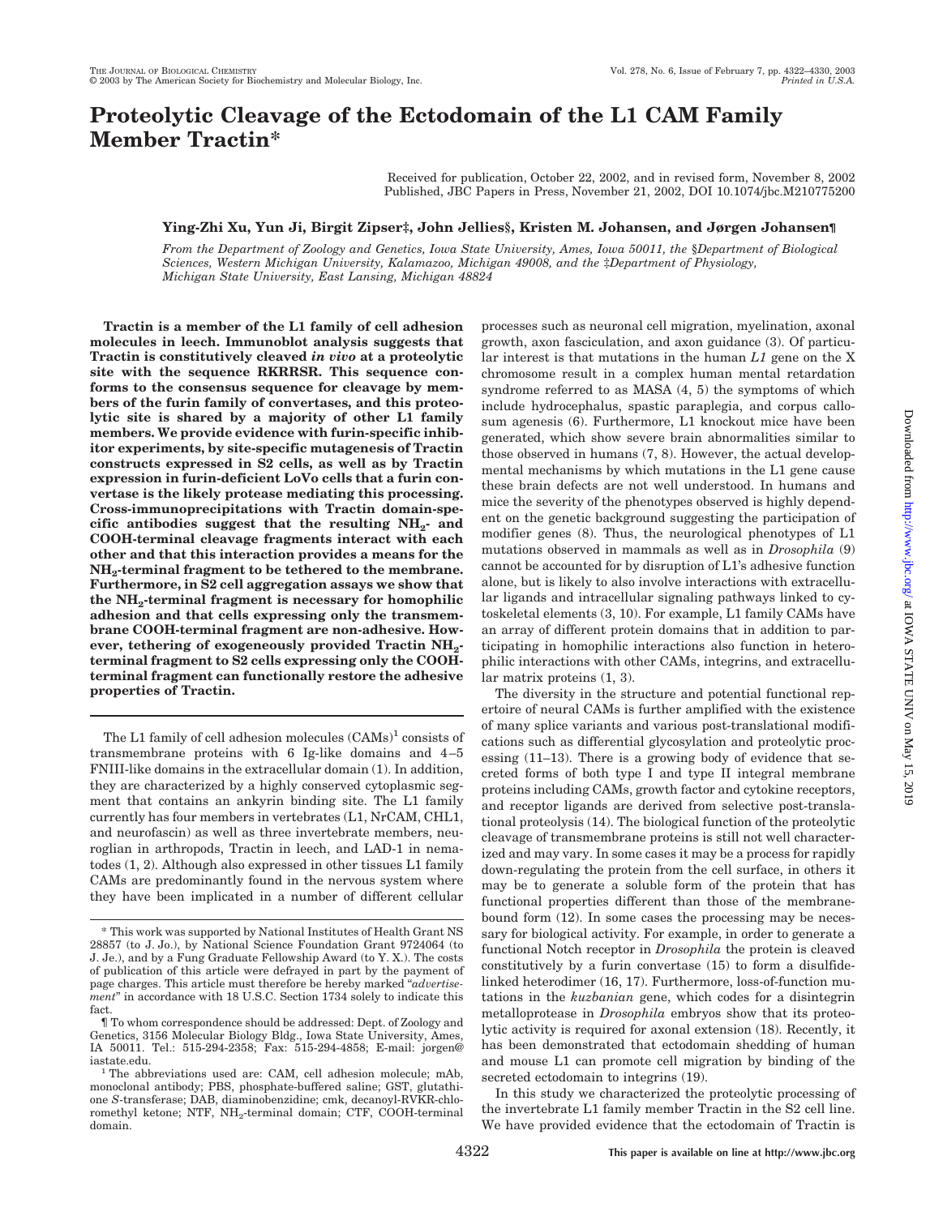# Proteolytic Cleavage of the Ectodomain of the L1 CAM Family Member Tractin*

Received for publication, October 22, 2002, and in revised form, November 8, 2002
Published, JBC Papers in Press, November 21, 2002, DOI 10.1074/jbc.M210775200

**Ying-Zhi Xu, Yun Ji, Birgit Zipser‡, John Jellies§, Kristen M. Johansen, and Jørgen Johansen¶**

*From the Department of Zoology and Genetics, Iowa State University, Ames, Iowa 50011, the §Department of Biological Sciences, Western Michigan University, Kalamazoo, Michigan 49008, and the ‡Department of Physiology, Michigan State University, East Lansing, Michigan 48824*

**Tractin is a member of the L1 family of cell adhesion molecules in leech. Immunoblot analysis suggests that Tractin is constitutively cleaved *in vivo* at a proteolytic site with the sequence RKRRSR. This sequence conforms to the consensus sequence for cleavage by members of the furin family of convertases, and this proteolytic site is shared by a majority of other L1 family members. We provide evidence with furin-specific inhibitor experiments, by site-specific mutagenesis of Tractin constructs expressed in S2 cells, as well as by Tractin expression in furin-deficient LoVo cells that a furin convertase is the likely protease mediating this processing. Cross-immunoprecipitations with Tractin domain-specific antibodies suggest that the resulting $NH_2$- and COOH-terminal cleavage fragments interact with each other and that this interaction provides a means for the $NH_2$-terminal fragment to be tethered to the membrane. Furthermore, in S2 cell aggregation assays we show that the $NH_2$-terminal fragment is necessary only for homophilic adhesion and that cells expressing only the transmembrane COOH-terminal fragment are non-adhesive. However, tethering of exogeneously provided Tractin $NH_2$-terminal fragment to S2 cells expressing only the COOH-terminal fragment can functionally restore the adhesive properties of Tractin.**

The L1 family of cell adhesion molecules (CAMs)[1] consists of transmembrane proteins with 6 Ig-like domains and 4–5 FNIII-like domains in the extracellular domain (1). In addition, they are characterized by a highly conserved cytoplasmic segment that contains an ankyrin binding site. The L1 family currently has four members in vertebrates (L1, NrCAM, CHL1, and neurofascin) as well as three invertebrate members, neuroglian in arthropods, Tractin in leech, and LAD-1 in nematodes (1, 2). Although also expressed in other tissues L1 family CAMs are predominantly found in the nervous system where they have been implicated in a number of different cellular processes such as neuronal cell migration, myelination, axonal growth, axon fasciculation, and axon guidance (3). Of particular interest is that mutations in the human *L1* gene on the X chromosome result in a complex human mental retardation syndrome referred to as MASA (4, 5) the symptoms of which include hydrocephalus, spastic paraplegia, and corpus callosum agenesis (6). Furthermore, L1 knockout mice have been generated, which show severe brain abnormalities similar to those observed in humans (7, 8). However, the actual developmental mechanisms by which mutations in the L1 gene cause these brain defects are not well understood. In humans and mice the severity of the phenotypes observed is highly dependent on the genetic background suggesting the participation of modifier genes (8). Thus, the neurological phenotypes of L1 mutations observed in mammals as well as in *Drosophila* (9) cannot be accounted for by disruption of L1's adhesive function alone, but is likely to also involve interactions with extracellular ligands and intracellular signaling pathways linked to cytoskeletal elements (3, 10). For example, L1 family CAMs have an array of different protein domains that in addition to participating in homophilic interactions also function in heterophilic interactions with other CAMs, integrins, and extracellular matrix proteins (1, 3).

The diversity in the structure and potential functional repertoire of neural CAMs is further amplified with the existence of many splice variants and various post-translational modifications such as differential glycosylation and proteolytic processing (11–13). There is a growing body of evidence that secreted forms of both type I and type II integral membrane proteins including CAMs, growth factor and cytokine receptors, and receptor ligands are derived from selective post-translational proteolysis (14). The biological function of the proteolytic cleavage of transmembrane proteins is still not well characterized and may vary. In some cases it may be a process for rapidly down-regulating the protein from the cell surface, in others it may be to generate a soluble form of the protein that has functional properties different than those of the membrane-bound form (12). In some cases the processing may be necessary for biological activity. For example, in order to generate a functional Notch receptor in *Drosophila* the protein is cleaved constitutively by a furin convertase (15) to form a disulfide-linked heterodimer (16, 17). Furthermore, loss-of-function mutations in the *kuzbanian* gene, which codes for a disintegrin metalloprotease in *Drosophila* embryos show that its proteolytic activity is required for axonal extension (18). Recently, it has been demonstrated that ectodomain shedding of human and mouse L1 can promote cell migration by binding of the secreted ectodomain to integrins (19).

In this study we characterized the proteolytic processing of the invertebrate L1 family member Tractin in the S2 cell line. We have provided evidence that the ectodomain of Tractin is

---

\* This work was supported by National Institutes of Health Grant NS 28857 (to J. Jo.), by National Science Foundation Grant 9724064 (to J. Je.), and by a Fung Graduate Fellowship Award (to Y. X.). The costs of publication of this article were defrayed in part by the payment of page charges. This article must therefore be hereby marked "*advertisement*" in accordance with 18 U.S.C. Section 1734 solely to indicate this fact.

¶ To whom correspondence should be addressed: Dept. of Zoology and Genetics, 3156 Molecular Biology Bldg., Iowa State University, Ames, IA 50011. Tel.: 515-294-2358; Fax: 515-294-4858; E-mail: jorgen@iastate.edu.

[1] The abbreviations used are: CAM, cell adhesion molecule; mAb, monoclonal antibody; PBS, phosphate-buffered saline; GST, glutathione *S*-transferase; DAB, diaminobenzidine; cmk, decanoyl-RVKR-chloromethyl ketone; NTF, $NH_2$-terminal domain; CTF, COOH-terminal domain.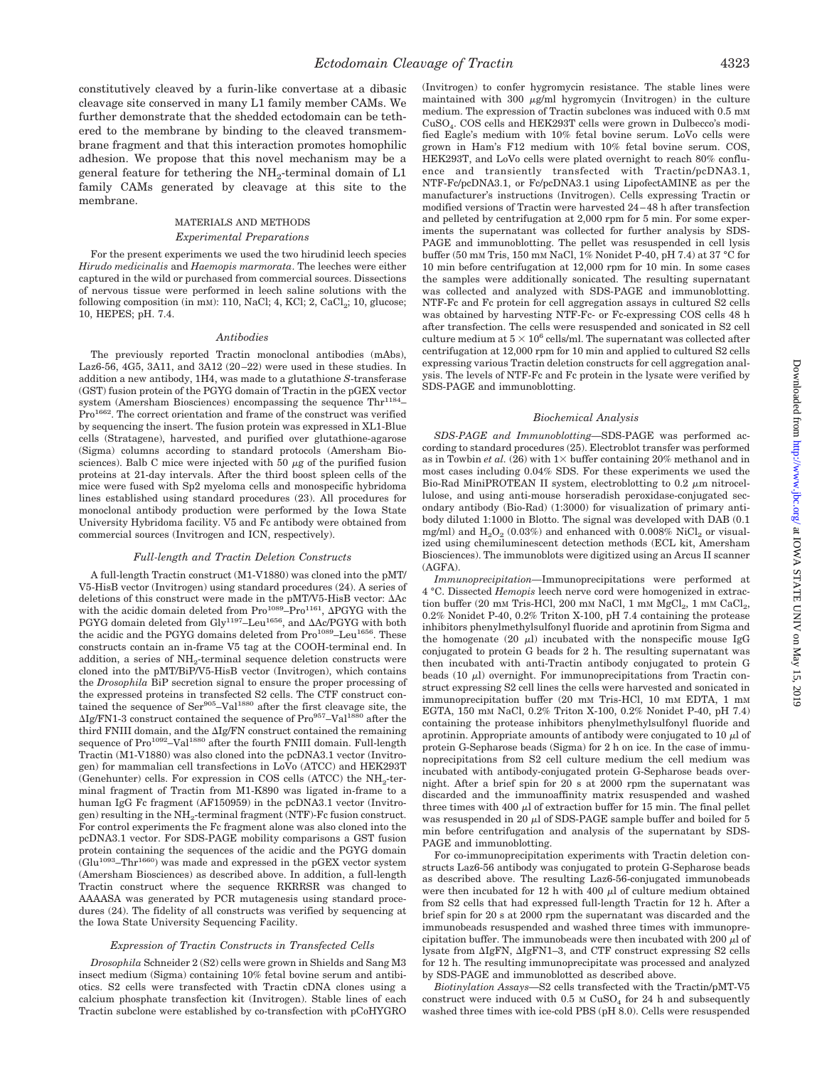constitutively cleaved by a furin-like convertase at a dibasic cleavage site conserved in many L1 family member CAMs. We further demonstrate that the shed ectodomain can be tethered to the membrane by binding to the cleaved transmembrane fragment and that this interaction promotes homophilic adhesion. We propose that this novel mechanism may be a general feature for tethering the $NH_2$-terminal domain of L1 family CAMs generated by cleavage at this site to the membrane.

## MATERIALS AND METHODS

### Experimental Preparations

For the present experiments we used the two hirudinid leech species *Hirudo medicinalis* and *Haemopis marmorata*. The leeches were either captured in the wild or purchased from commercial sources. Dissections of nervous tissue were performed in leech saline solutions with the following composition (in mM): 110, NaCl; 4, KCl; 2, $CaCl_2$; 10, glucose; 10, HEPES; pH. 7.4.

### Antibodies

The previously reported Tractin monoclonal antibodies (mAbs), Laz6-56, 4G5, 3A11, and 3A12 (20–22) were used in these studies. In addition a new antibody, 1H4, was made to a glutathione *S*-transferase (GST) fusion protein of the PGYG domain of Tractin in the pGEX vector system (Amersham Biosciences) encompassing the sequence Thr[1184]–Pro[1662]. The correct orientation and frame of the construct was verified by sequencing the insert. The fusion protein was expressed in XL1-Blue cells (Stratagene), harvested, and purified over glutathione-agarose (Sigma) columns according to standard protocols (Amersham Biosciences). Balb C mice were injected with 50 μg of the purified fusion proteins at 21-day intervals. After the third boost spleen cells of the mice were fused with Sp2 myeloma cells and monospecific hybridoma lines established using standard procedures (23). All procedures for monoclonal antibody production were performed by the Iowa State University Hybridoma facility. V5 and Fc antibody were obtained from commercial sources (Invitrogen and ICN, respectively).

### Full-length and Tractin Deletion Constructs

A full-length Tractin construct (M1-V1880) was cloned into the pMT/V5-HisB vector (Invitrogen) using standard procedures (24). A series of deletions of this construct were made in the pMT/V5-HisB vector: ΔAc with the acidic domain deleted from Pro[1089]–Pro[1161], ΔPGYG with the PGYG domain deleted from Gly[1197]–Leu[1656], and ΔAc/PGYG with both the acidic and the PGYG domains deleted from Pro[1089]–Leu[1656]. These constructs contain an in-frame V5 tag at the COOH-terminal end. In addition, a series of $NH_2$-terminal sequence deletion constructs were cloned into the pMT/BiP/V5-HisB vector (Invitrogen), which contains the *Drosophila* BiP secretion signal to ensure the proper processing of the expressed proteins in transfected S2 cells. The CTF construct contained the sequence of Ser[905]–Val[1880] after the first cleavage site, the ΔIg/FN1-3 construct contained the sequence of Pro[957]–Val[1880] after the third FNIII domain, and the ΔIg/FN construct contained the remaining sequence of Pro[1092]–Val[1880] after the fourth FNIII domain. Full-length Tractin (M1-V1880) was also cloned into the pcDNA3.1 vector (Invitrogen) for mammalian cell transfections in LoVo (ATCC) and HEK293T (Genehunter) cells. For expression in COS cells (ATCC) the $NH_2$-terminal fragment of Tractin from M1-K890 was ligated in-frame to a human IgG Fc fragment (AF150959) in the pcDNA3.1 vector (Invitrogen) resulting in the $NH_2$-terminal fragment (NTF)-Fc fusion construct. For control experiments the Fc fragment alone was also cloned into the pcDNA3.1 vector. For SDS-PAGE mobility comparisons a GST fusion protein containing the sequences of the acidic and the PGYG domain (Glu[1093]–Thr[1660]) was made and expressed in the pGEX vector system (Amersham Biosciences) as described above. In addition, a full-length Tractin construct where the sequence RKRRSR was changed to AAAASA was generated by PCR mutagenesis using standard procedures (24). The fidelity of all constructs was verified by sequencing at the Iowa State University Sequencing Facility.

### Expression of Tractin Constructs in Transfected Cells

*Drosophila* Schneider 2 (S2) cells were grown in Shields and Sang M3 insect medium (Sigma) containing 10% fetal bovine serum and antibiotics. S2 cells were transfected with Tractin cDNA clones using a calcium phosphate transfection kit (Invitrogen). Stable lines of each Tractin subclone were established by co-transfection with pCoHYGRO (Invitrogen) to confer hygromycin resistance. The stable lines were maintained with 300 μg/ml hygromycin (Invitrogen) in the culture medium. The expression of Tractin subclones was induced with 0.5 mM $CuSO_4$. COS cells and HEK293T cells were grown in Dulbecco's modified Eagle's medium with 10% fetal bovine serum. LoVo cells were grown in Ham's F12 medium with 10% fetal bovine serum. COS, HEK293T, and LoVo cells were plated overnight to reach 80% confluence and transiently transfected with Tractin/pcDNA3.1, NTF-Fc/pcDNA3.1, or Fc/pcDNA3.1 using LipofectAMINE as per the manufacturer's instructions (Invitrogen). Cells expressing Tractin or modified versions of Tractin were harvested 24–48 h after transfection and pelleted by centrifugation at 2,000 rpm for 5 min. For some experiments the supernatant was collected for further analysis by SDS-PAGE and immunoblotting. The pellet was resuspended in cell lysis buffer (50 mM Tris, 150 mM NaCl, 1% Nonidet P-40, pH 7.4) at 37 °C for 10 min before centrifugation at 12,000 rpm for 10 min. In some cases the samples were additionally sonicated. The resulting supernatant was collected and analyzed with SDS-PAGE and immunoblotting. NTF-Fc and Fc protein for cell aggregation assays in cultured S2 cells was obtained by harvesting NTF-Fc- or Fc-expressing COS cells 48 h after transfection. The cells were resuspended and sonicated in S2 cell culture medium at $5 \times 10^6$ cells/ml. The supernatant was collected after centrifugation at 12,000 rpm for 10 min and applied to cultured S2 cells expressing various Tractin deletion constructs for cell aggregation analysis. The levels of NTF-Fc and Fc protein in the lysate were verified by SDS-PAGE and immunoblotting.

### Biochemical Analysis

*SDS-PAGE and Immunoblotting*—SDS-PAGE was performed according to standard procedures (25). Electroblot transfer was performed as in Towbin *et al.* (26) with 1× buffer containing 20% methanol and in most cases including 0.04% SDS. For these experiments we used the Bio-Rad MiniPROTEAN II system, electroblotting to 0.2 μm nitrocellulose, and using anti-mouse horseradish peroxidase-conjugated secondary antibody (Bio-Rad) (1:3000) for visualization of primary antibody diluted 1:1000 in Blotto. The signal was developed with DAB (0.1 mg/ml) and $H_2O_2$ (0.03%) and enhanced with 0.008% $NiCl_2$ or visualized using chemiluminescent detection methods (ECL kit, Amersham Biosciences). The immunoblots were digitized using an Arcus II scanner (AGFA).

*Immunoprecipitation*—Immunoprecipitations were performed at 4 °C. Dissected *Hemopis* leech nerve cord were homogenized in extraction buffer (20 mM Tris-HCl, 200 mM NaCl, 1 mM $MgCl_2$, 1 mM $CaCl_2$, 0.2% Nonidet P-40, 0.2% Triton X-100, pH 7.4 containing the protease inhibitors phenylmethylsulfonyl fluoride and aprotinin from Sigma and the homogenate (20 μl) incubated with the nonspecific mouse IgG conjugated to protein G beads for 2 h. The resulting supernatant was then incubated with anti-Tractin antibody conjugated to protein G beads (10 μl) overnight. For immunoprecipitations from Tractin construct expressing S2 cell lines the cells were harvested and sonicated in immunoprecipitation buffer (20 mM Tris-HCl, 10 mM EDTA, 1 mM EGTA, 150 mM NaCl, 0.2% Triton X-100, 0.2% Nonidet P-40, pH 7.4) containing the protease inhibitors phenylmethylsulfonyl fluoride and aprotinin. Appropriate amounts of antibody were conjugated to 10 μl of protein G-Sepharose beads (Sigma) for 2 h on ice. In the case of immunoprecipitations from S2 cell culture medium the cell medium was incubated with antibody-conjugated protein G-Sepharose beads overnight. After a brief spin for 20 s at 2000 rpm the supernatant was discarded and the immunoaffinity matrix resuspended and washed three times with 400 μl of extraction buffer for 15 min. The final pellet was resuspended in 20 μl of SDS-PAGE sample buffer and boiled for 5 min before centrifugation and analysis of the supernatant by SDS-PAGE and immunoblotting.

For co-immunoprecipitation experiments with Tractin deletion constructs Laz6-56 antibody was conjugated to protein G-Sepharose beads as described above. The resulting Laz6-56-conjugated immunobeads were then incubated for 12 h with 400 μl of culture medium obtained from S2 cells that had expressed full-length Tractin for 12 h. After a brief spin for 20 s at 2000 rpm the supernatant was discarded and the immunobeads resuspended and washed three times with immunoprecipitation buffer. The immunobeads were then incubated with 200 μl of lysate from ΔIgFN, ΔIgFN1–3, and CTF construct expressing S2 cells for 12 h. The resulting immunoprecipitate was processed and analyzed by SDS-PAGE and immunoblotted as described above.

*Biotinylation Assays*—S2 cells transfected with the Tractin/pMT-V5 construct were induced with 0.5 M $CuSO_4$ for 24 h and subsequently washed three times with ice-cold PBS (pH 8.0). Cells were resuspended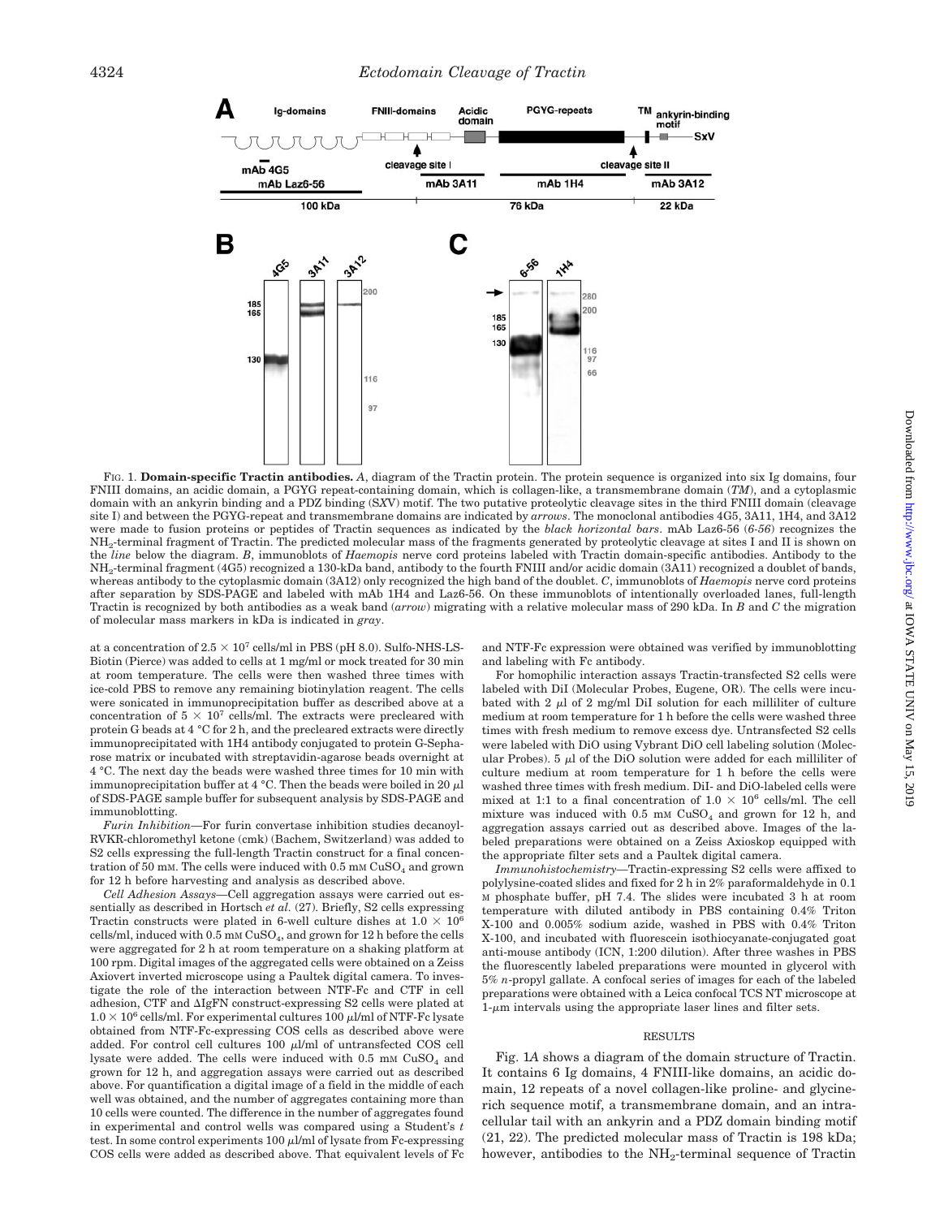FIG. 1. **Domain-specific Tractin antibodies.** *A*, diagram of the Tractin protein. The protein sequence is organized into six Ig domains, four FNIII domains, an acidic domain, a PGYG repeat-containing domain, which is collagen-like, a transmembrane domain (*TM*), and a cytoplasmic domain with an ankyrin binding and a PDZ binding (SXV) motif. The two putative proteolytic cleavage sites in the third FNIII domain (cleavage site I) and between the PGYG-repeat and transmembrane domains are indicated by *arrows*. The monoclonal antibodies 4G5, 3A11, 1H4, and 3A12 were made to fusion proteins or peptides of Tractin sequences as indicated by the *black horizontal bars*. mAb Laz6-56 (*6-56*) recognizes the $NH_2$-terminal fragment of Tractin. The predicted molecular mass of the fragments generated by proteolytic cleavage at sites I and II is shown on the *line* below the diagram. *B*, immunoblots of *Haemopis* nerve cord proteins labeled with Tractin domain-specific antibodies. Antibody to the $NH_2$-terminal fragment (4G5) recognized a 130-kDa band, antibody to the fourth FNIII and/or acidic domain (3A11) recognized a doublet of bands, whereas antibody to the cytoplasmic domain (3A12) only recognized the high band of the doublet. *C*, immunoblots of *Haemopis* nerve cord proteins after separation by SDS-PAGE and labeled with mAb 1H4 and Laz6-56. On these immunoblots of intentionally overloaded lanes, full-length Tractin is recognized by both antibodies as a weak band (*arrow*) migrating with a relative molecular mass of 290 kDa. In *B* and *C* the migration of molecular mass markers in kDa is indicated in *gray*.

at a concentration of $2.5 \times 10^7$ cells/ml in PBS (pH 8.0). Sulfo-NHS-LS-Biotin (Pierce) was added to cells at 1 mg/ml or mock treated for 30 min at room temperature. The cells were then washed three times with ice-cold PBS to remove any remaining biotinylation reagent. The cells were sonicated in immunoprecipitation buffer as described above at a concentration of $5 \times 10^7$ cells/ml. The extracts were precleared with protein G beads at 4 °C for 2 h, and the precleared extracts were directly immunoprecipitated with 1H4 antibody conjugated to protein G-Sepharose matrix or incubated with streptavidin-agarose beads overnight at 4 °C. The next day the beads were washed three times for 10 min with immunoprecipitation buffer at 4 °C. Then the beads were boiled in 20 µl of SDS-PAGE sample buffer for subsequent analysis by SDS-PAGE and immunoblotting.

*Furin Inhibition*—For furin convertase inhibition studies decanoyl-RVKR-chloromethyl ketone (cmk) (Bachem, Switzerland) was added to S2 cells expressing the full-length Tractin construct for a final concentration of 50 mM. The cells were induced with 0.5 mM $CuSO_4$ and grown for 12 h before harvesting and analysis as described above.

*Cell Adhesion Assays*—Cell aggregation assays were carried out essentially as described in Hortsch *et al.* (27). Briefly, S2 cells expressing Tractin constructs were plated in 6-well culture dishes at $1.0 \times 10^6$ cells/ml, induced with 0.5 mM $CuSO_4$, and grown for 12 h before the cells were aggregated for 2 h at room temperature on a shaking platform at 100 rpm. Digital images of the aggregated cells were obtained on a Zeiss Axiovert inverted microscope using a Paultek digital camera. To investigate the role of the interaction between NTF-Fc and CTF in cell adhesion, CTF and ΔIgFN construct-expressing S2 cells were plated at $1.0 \times 10^6$ cells/ml. For experimental cultures 100 µl/ml of NTF-Fc lysate obtained from NTF-Fc-expressing COS cells as described above were added. For control cell cultures 100 µl/ml of untransfected COS cell lysate were added. The cells were induced with 0.5 mM $CuSO_4$ and grown for 12 h, and aggregation assays were carried out as described above. For quantification a digital image of a field in the middle of each well was obtained, and the number of aggregates containing more than 10 cells were counted. The difference in the number of aggregates found in experimental and control wells was compared using a Student's *t* test. In some control experiments 100 µl/ml of lysate from Fc-expressing COS cells were added as described above. That equivalent levels of Fc and NTF-Fc expression were obtained was verified by immunoblotting and labeling with Fc antibody.

For homophilic interaction assays Tractin-transfected S2 cells were labeled with DiI (Molecular Probes, Eugene, OR). The cells were incubated with 2 µl of 2 mg/ml DiI solution for each milliliter of culture medium at room temperature for 1 h before the cells were washed three times with fresh medium to remove excess dye. Untransfected S2 cells were labeled with DiO using Vybrant DiO cell labeling solution (Molecular Probes). 5 µl of the DiO solution were added for each milliliter of culture medium at room temperature for 1 h before the cells were washed three times with fresh medium. DiI- and DiO-labeled cells were mixed at 1:1 to a final concentration of $1.0 \times 10^6$ cells/ml. The cell mixture was induced with 0.5 mM $CuSO_4$ and grown for 12 h, and aggregation assays carried out as described above. Images of the labeled preparations were obtained on a Zeiss Axioskop equipped with the appropriate filter sets and a Paultek digital camera.

*Immunohistochemistry*—Tractin-expressing S2 cells were affixed to polylysine-coated slides and fixed for 2 h in 2% paraformaldehyde in 0.1 M phosphate buffer, pH 7.4. The slides were incubated 3 h at room temperature with diluted antibody in PBS containing 0.4% Triton X-100 and 0.005% sodium azide, washed in PBS with 0.4% Triton X-100, and incubated with fluorescein isothiocyanate-conjugated goat anti-mouse antibody (ICN, 1:200 dilution). After three washes in PBS the fluorescently labeled preparations were mounted in glycerol with 5% *n*-propyl gallate. A confocal series of images for each of the labeled preparations were obtained with a Leica confocal TCS NT microscope at 1-µm intervals using the appropriate laser lines and filter sets.

## RESULTS

Fig. 1*A* shows a diagram of the domain structure of Tractin. It contains 6 Ig domains, 4 FNIII-like domains, an acidic domain, 12 repeats of a novel collagen-like proline- and glycine-rich sequence motif, a transmembrane domain, and an intracellular tail with an ankyrin and a PDZ domain binding motif (21, 22). The predicted molecular mass of Tractin is 198 kDa; however, antibodies to the $NH_2$-terminal sequence of Tractin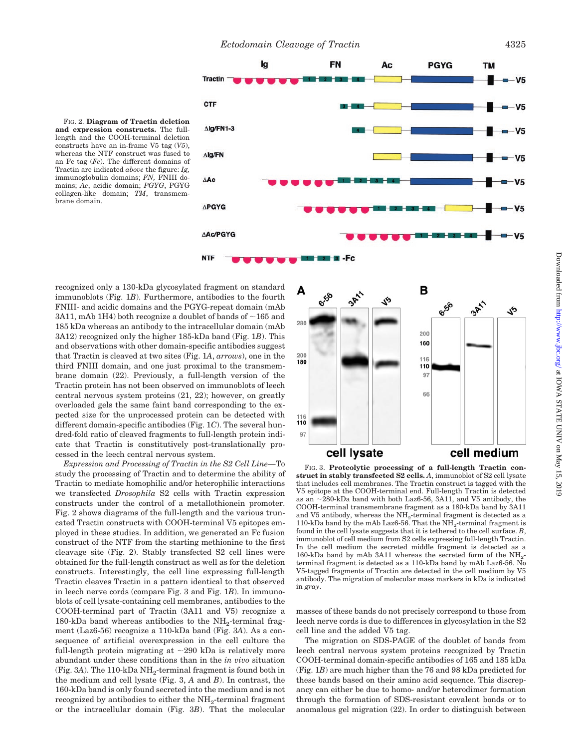FIG. 2. **Diagram of Tractin deletion and expression constructs.** The full-length and the COOH-terminal deletion constructs have an in-frame V5 tag (*V5*), whereas the NTF construct was fused to an Fc tag (*Fc*). The different domains of Tractin are indicated *above* the figure: *Ig*, immunoglobulin domains; *FN*, FNIII domains; *Ac*, acidic domain; *PGYG*, PGYG collagen-like domain; *TM*, transmembrane domain.

recognized only a 130-kDa glycosylated fragment on standard immunoblots (Fig. 1*B*). Furthermore, antibodies to the fourth FNIII- and acidic domains and the PGYG-repeat domain (mAb 3A11, mAb 1H4) both recognize a doublet of bands of ~165 and 185 kDa whereas an antibody to the intracellular domain (mAb 3A12) recognized only the higher 185-kDa band (Fig. 1*B*). This and observations with other domain-specific antibodies suggest that Tractin is cleaved at two sites (Fig. 1*A*, *arrows*), one in the third FNIII domain, and one just proximal to the transmembrane domain (22). Previously, a full-length version of the Tractin protein has not been observed on immunoblots of leech central nervous system proteins (21, 22); however, on greatly overloaded gels the same faint band corresponding to the expected size for the unprocessed protein can be detected with different domain-specific antibodies (Fig. 1*C*). The several hundred-fold ratio of cleaved fragments to full-length protein indicate that Tractin is constitutively post-translationally processed in the leech central nervous system.

*Expression and Processing of Tractin in the S2 Cell Line*—To study the processing of Tractin and to determine the ability of Tractin to mediate homophilic and/or heterophilic interactions we transfected *Drosophila* S2 cells with Tractin expression constructs under the control of a metallothionein promoter. Fig. 2 shows diagrams of the full-length and the various truncated Tractin constructs with COOH-terminal V5 epitopes employed in these studies. In addition, we generated an Fc fusion construct of the NTF from the starting methionine to the first cleavage site (Fig. 2). Stably transfected S2 cell lines were obtained for the full-length construct as well as for the deletion constructs. Interestingly, the cell line expressing full-length Tractin cleaves Tractin in a pattern identical to that observed in leech nerve cords (compare Fig. 3 and Fig. 1*B*). In immunoblots of cell lysate-containing cell membranes, antibodies to the COOH-terminal part of Tractin (3A11 and V5) recognize a 180-kDa band whereas antibodies to the $NH_2$-terminal fragment (Laz6-56) recognize a 110-kDa band (Fig. 3*A*). As a consequence of artificial overexpression in the cell culture the full-length protein migrating at ~290 kDa is relatively more abundant under these conditions than in the *in vivo* situation (Fig. 3*A*). The 110-kDa $NH_2$-terminal fragment is found both in the medium and cell lysate (Fig. 3, *A* and *B*). In contrast, the 160-kDa band is only found secreted into the medium and is not recognized by antibodies to either the $NH_2$-terminal fragment or the intracellular domain (Fig. 3*B*). That the molecular masses of these bands do not precisely correspond to those from leech nerve cords is due to differences in glycosylation in the S2 cell line and the added V5 tag.

FIG. 3. **Proteolytic processing of a full-length Tractin construct in stably transfected S2 cells.** *A*, immunoblot of S2 cell lysate that includes cell membranes. The Tractin construct is tagged with the V5 epitope at the COOH-terminal end. Full-length Tractin is detected as an ~280-kDa band with both Laz6-56, 3A11, and V5 antibody, the COOH-terminal transmembrane fragment as a 180-kDa band by 3A11 and V5 antibody, whereas the $NH_2$-terminal fragment is detected as a 110-kDa band by the mAb Laz6-56. That the $NH_2$-terminal fragment is found in the cell lysate suggests that it is tethered to the cell surface. *B*, immunoblot of cell medium from S2 cells expressing full-length Tractin. In the cell medium the secreted middle fragment is detected as a 160-kDa band by mAb 3A11 whereas the secreted form of the $NH_2$-terminal fragment is detected as a 110-kDa band by mAb Laz6-56. No V5-tagged fragments of Tractin are detected in the cell medium by V5 antibody. The migration of molecular mass markers in kDa is indicated in *gray*.

The migration on SDS-PAGE of the doublet of bands from leech central nervous system proteins recognized by Tractin COOH-terminal domain-specific antibodies of 165 and 185 kDa (Fig. 1*B*) are much higher than the 76 and 98 kDa predicted for these bands based on their amino acid sequence. This discrepancy can either be due to homo- and/or heterodimer formation through the formation of SDS-resistant covalent bonds or to anomalous gel migration (22). In order to distinguish between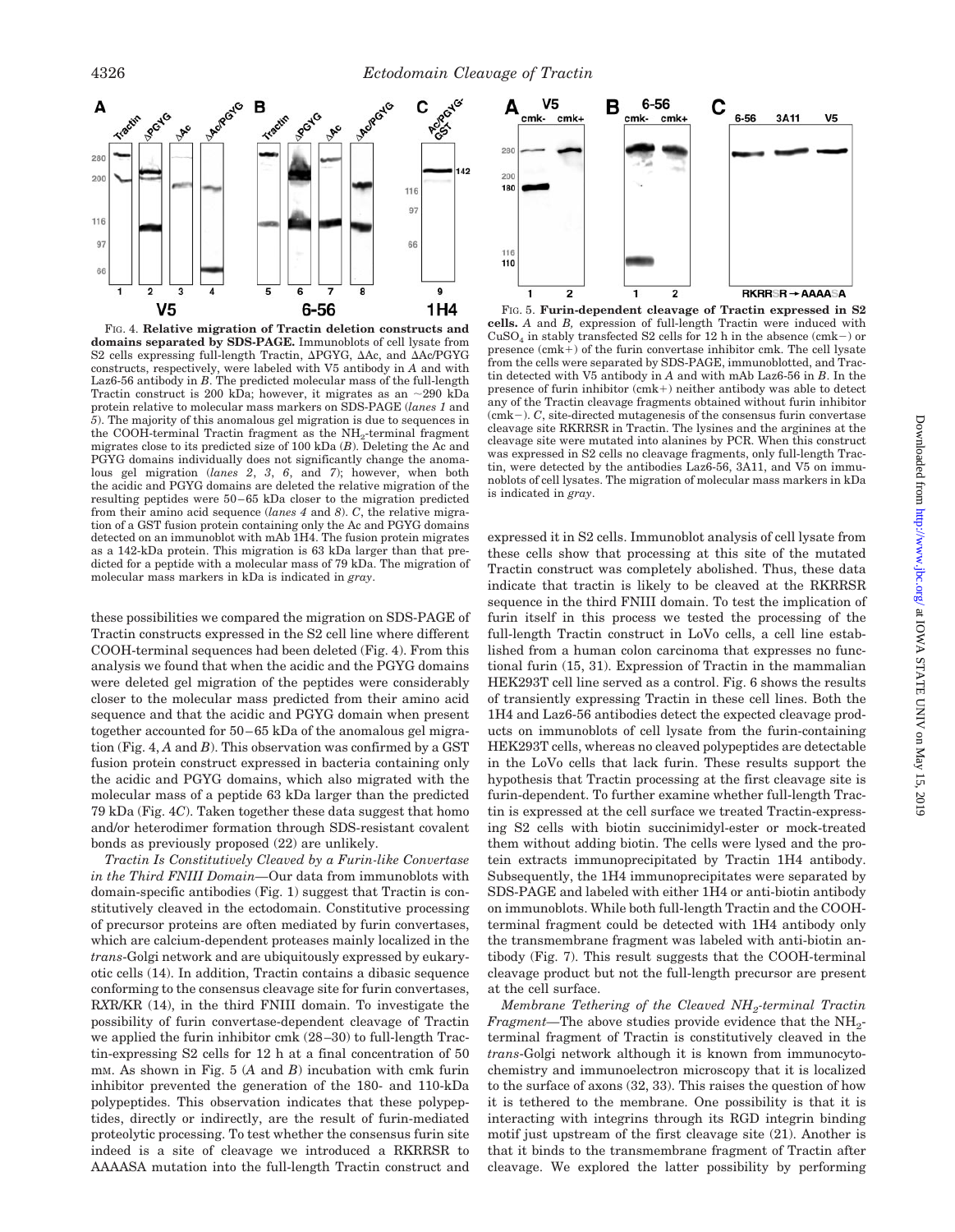FIG. 4. **Relative migration of Tractin deletion constructs and domains separated by SDS-PAGE.** Immunoblots of cell lysate from S2 cells expressing full-length Tractin, ΔPGYG, ΔAc, and ΔAc/PGYG constructs, respectively, were labeled with V5 antibody in *A* and with Laz6-56 antibody in *B*. The predicted molecular mass of the full-length Tractin construct is 200 kDa; however, it migrates as an ~290 kDa protein relative to molecular mass markers on SDS-PAGE (*lanes 1* and *5*). The majority of this anomalous gel migration is due to sequences in the COOH-terminal Tractin fragment as the $NH_2$-terminal fragment migrates close to its predicted size of 100 kDa (*B*). Deleting the Ac and PGYG domains individually does not significantly change the anomalous gel migration (*lanes 2*, *3*, *6*, and *7*); however, when both the acidic and PGYG domains are deleted the relative migration of the resulting peptides were 50–65 kDa closer to the migration predicted from their amino acid sequence (*lanes 4* and *8*). *C*, the relative migration of a GST fusion protein containing only the Ac and PGYG domains detected on an immunoblot with mAb 1H4. The fusion protein migrates as a 142-kDa protein. This migration is 63 kDa larger than that predicted for a peptide with a molecular mass of 79 kDa. The migration of molecular mass markers in kDa is indicated in *gray*.

FIG. 5. **Furin-dependent cleavage of Tractin expressed in S2 cells.** *A* and *B*, expression of full-length Tractin were induced with $CuSO_4$ in stably transfected S2 cells for 12 h in the absence (cmk−) or presence (cmk+) of the furin convertase inhibitor cmk. The cell lysate from the cells were separated by SDS-PAGE, immunoblotted, and Tractin detected with V5 antibody in *A* and with mAb Laz6-56 in *B*. In the presence of furin inhibitor (cmk+) neither antibody was able to detect any of the Tractin cleavage fragments obtained without furin inhibitor (cmk−). *C*, site-directed mutagenesis of the consensus furin convertase cleavage site RKRRSR in Tractin. The lysines and the arginines at the cleavage site were mutated into alanines by PCR. When this construct was expressed in S2 cells no cleavage fragments, only full-length Tractin, were detected by the antibodies Laz6-56, 3A11, and V5 on immunoblots of cell lysates. The migration of molecular mass markers in kDa is indicated in *gray*.

these possibilities we compared the migration on SDS-PAGE of Tractin constructs expressed in the S2 cell line where different COOH-terminal sequences had been deleted (Fig. 4). From this analysis we found that when the acidic and the PGYG domains were deleted gel migration of the peptides were considerably closer to the molecular mass predicted from their amino acid sequence and that the acidic and PGYG domain when present together accounted for 50–65 kDa of the anomalous gel migration (Fig. 4, *A* and *B*). This observation was confirmed by a GST fusion protein construct expressed in bacteria containing only the acidic and PGYG domains, which also migrated with the molecular mass of a peptide 63 kDa larger than the predicted 79 kDa (Fig. 4*C*). Taken together these data suggest that homo and/or heterodimer formation through SDS-resistant covalent bonds as previously proposed (22) are unlikely.

*Tractin Is Constitutively Cleaved by a Furin-like Convertase in the Third FNIII Domain*—Our data from immunoblots with domain-specific antibodies (Fig. 1) suggest that Tractin is constitutively cleaved in the ectodomain. Constitutive processing of precursor proteins are often mediated by furin convertases, which are calcium-dependent proteases mainly localized in the *trans*-Golgi network and are ubiquitously expressed by eukaryotic cells (14). In addition, Tractin contains a dibasic sequence conforming to the consensus cleavage site for furin convertases, R*X*R/KR (14), in the third FNIII domain. To investigate the possibility of furin convertase-dependent cleavage of Tractin we applied the furin inhibitor cmk (28–30) to full-length Tractin-expressing S2 cells for 12 h at a final concentration of 50 mM. As shown in Fig. 5 (*A* and *B*) incubation with cmk furin inhibitor prevented the generation of the 180- and 110-kDa polypeptides. This observation indicates that these polypeptides, directly or indirectly, are the result of furin-mediated proteolytic processing. To test whether the consensus furin site indeed is a site of cleavage we introduced a RKRRSR to AAAASA mutation into the full-length Tractin construct and expressed it in S2 cells. Immunoblot analysis of cell lysate from these cells show that processing at this site of the mutated Tractin construct was completely abolished. Thus, these data indicate that tractin is likely to be cleaved at the RKRRSR sequence in the third FNIII domain. To test the implication of furin itself in this process we tested the processing of the full-length Tractin construct in LoVo cells, a cell line established from a human colon carcinoma that expresses no functional furin (15, 31). Expression of Tractin in the mammalian HEK293T cell line served as a control. Fig. 6 shows the results of transiently expressing Tractin in these cell lines. Both the 1H4 and Laz6-56 antibodies detect the expected cleavage products on immunoblots of cell lysate from the furin-containing HEK293T cells, whereas no cleaved polypeptides are detectable in the LoVo cells that lack furin. These results support the hypothesis that Tractin processing at the first cleavage site is furin-dependent. To further examine whether full-length Tractin is expressed at the cell surface we treated Tractin-expressing S2 cells with biotin succinimidyl-ester or mock-treated them without adding biotin. The cells were lysed and the protein extracts immunoprecipitated by Tractin 1H4 antibody. Subsequently, the 1H4 immunoprecipitates were separated by SDS-PAGE and labeled with either 1H4 or anti-biotin antibody on immunoblots. While both full-length Tractin and the COOH-terminal fragment could be detected with 1H4 antibody only the transmembrane fragment was labeled with anti-biotin antibody (Fig. 7). This result suggests that the COOH-terminal cleavage product but not the full-length precursor are present at the cell surface.

*Membrane Tethering of the Cleaved $NH_2$-terminal Tractin Fragment*—The above studies provide evidence that the $NH_2$-terminal fragment of Tractin is constitutively cleaved in the *trans*-Golgi network although it is known from immunocytochemistry and immunoelectron microscopy that it is localized to the surface of axons (32, 33). This raises the question of how it is tethered to the membrane. One possibility is that it is interacting with integrins through its RGD integrin binding motif just upstream of the first cleavage site (21). Another is that it binds to the transmembrane fragment of Tractin after cleavage. We explored the latter possibility by performing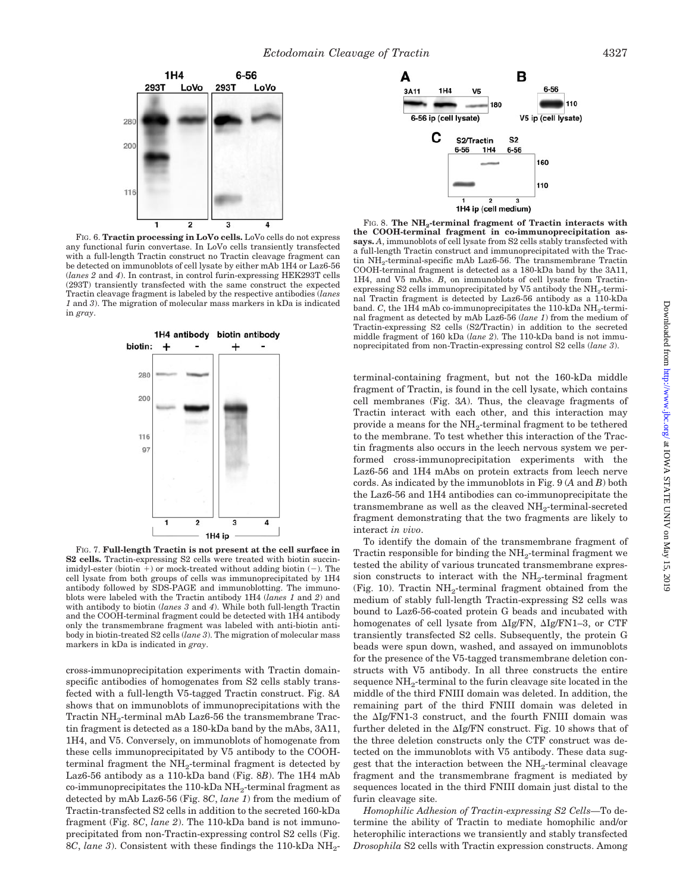FIG. 6. **Tractin processing in LoVo cells.** LoVo cells do not express any functional furin convertase. In LoVo cells transiently transfected with a full-length Tractin construct no Tractin cleavage fragment can be detected on immunoblots of cell lysate by either mAb 1H4 or Laz6-56 (*lanes 2* and *4*). In contrast, in control furin-expressing HEK293T cells (293T) transiently transfected with the same construct the expected Tractin cleavage fragment is labeled by the respective antibodies (*lanes 1* and *3*). The migration of molecular mass markers in kDa is indicated in *gray*.

FIG. 7. **Full-length Tractin is not present at the cell surface in S2 cells.** Tractin-expressing S2 cells were treated with biotin succinimidyl-ester (biotin +) or mock-treated without adding biotin (−). The cell lysate from both groups of cells was immunoprecipitated by 1H4 antibody followed by SDS-PAGE and immunoblotting. The immunoblots were labeled with the Tractin antibody 1H4 (*lanes 1* and *2*) and with antibody to biotin (*lanes 3* and *4*). While both full-length Tractin and the COOH-terminal fragment could be detected with 1H4 antibody only the transmembrane fragment was labeled with anti-biotin antibody in biotin-treated S2 cells (*lane 3*). The migration of molecular mass markers in kDa is indicated in *gray*.

cross-immunoprecipitation experiments with Tractin domain-specific antibodies of homogenates from S2 cells stably transfected with a full-length V5-tagged Tractin construct. Fig. 8*A* shows that on immunoblots of immunoprecipitations with the Tractin $NH_2$-terminal mAb Laz6-56 the transmembrane Tractin fragment is detected as a 180-kDa band by the mAbs, 3A11, 1H4, and V5. Conversely, on immunoblots of homogenate from these cells immunoprecipitated by V5 antibody to the COOH-terminal fragment the $NH_2$-terminal fragment is detected by Laz6-56 antibody as a 110-kDa band (Fig. 8*B*). The 1H4 mAb co-immunoprecipitates the 110-kDa $NH_2$-terminal fragment as detected by mAb Laz6-56 (Fig. 8*C*, *lane 1*) from the medium of Tractin-transfected S2 cells in addition to the secreted 160-kDa fragment (Fig. 8*C*, *lane 2*). The 110-kDa band is not immunoprecipitated from non-Tractin-expressing control S2 cells (Fig. 8*C*, *lane 3*). Consistent with these findings the 110-kDa $NH_2$-terminal-containing fragment, but not the 160-kDa middle fragment of Tractin, is found in the cell lysate, which contains cell membranes (Fig. 3*A*). Thus, the cleavage fragments of Tractin interact with each other, and this interaction may provide a means for the $NH_2$-terminal fragment to be tethered to the membrane. To test whether this interaction of the Tractin fragments also occurs in the leech nervous system we performed cross-immunoprecipitation experiments with the Laz6-56 and 1H4 mAbs on protein extracts from leech nerve cords. As indicated by the immunoblots in Fig. 9 (*A* and *B*) both the Laz6-56 and 1H4 antibodies can co-immunoprecipitate the transmembrane as well as the cleaved $NH_2$-terminal-secreted fragment demonstrating that the two fragments are likely to interact *in vivo*.

FIG. 8. **The $NH_2$-terminal fragment of Tractin interacts with the COOH-terminal fragment in co-immunoprecipitation assays.** *A*, immunoblots of cell lysate from S2 cells stably transfected with a full-length Tractin construct and immunoprecipitated with the Tractin $NH_2$-terminal-specific mAb Laz6-56. The transmembrane Tractin COOH-terminal fragment is detected as a 180-kDa band by the 3A11, 1H4, and V5 mAbs. *B*, on immunoblots of cell lysate from Tractin-expressing S2 cells immunoprecipitated by V5 antibody the $NH_2$-terminal Tractin fragment is detected by Laz6-56 antibody as a 110-kDa band. *C*, the 1H4 mAb co-immunoprecipitates the 110-kDa $NH_2$-terminal fragment as detected by mAb Laz6-56 (*lane 1*) from the medium of Tractin-expressing S2 cells (S2/Tractin) in addition to the secreted middle fragment of 160 kDa (*lane 2*). The 110-kDa band is not immunoprecipitated from non-Tractin-expressing control S2 cells (*lane 3*).

To identify the domain of the transmembrane fragment of Tractin responsible for binding the $NH_2$-terminal fragment we tested the ability of various truncated transmembrane expression constructs to interact with the $NH_2$-terminal fragment (Fig. 10). Tractin $NH_2$-terminal fragment obtained from the medium of stably full-length Tractin-expressing S2 cells was bound to Laz6-56-coated protein G beads and incubated with homogenates of cell lysate from ΔIg/FN, ΔIg/FN1–3, or CTF transiently transfected S2 cells. Subsequently, the protein G beads were spun down, washed, and assayed on immunoblots for the presence of the V5-tagged transmembrane deletion constructs with V5 antibody. In all three constructs the entire sequence $NH_2$-terminal to the furin cleavage site located in the middle of the third FNIII domain was deleted. In addition, the remaining part of the third FNIII domain was deleted in the ΔIg/FN1-3 construct, and the fourth FNIII domain was further deleted in the ΔIg/FN construct. Fig. 10 shows that of the three deletion constructs only the CTF construct was detected on the immunoblots with V5 antibody. These data suggest that the interaction between the $NH_2$-terminal cleavage fragment and the transmembrane fragment is mediated by sequences located in the third FNIII domain just distal to the furin cleavage site.

*Homophilic Adhesion of Tractin-expressing S2 Cells*—To determine the ability of Tractin to mediate homophilic and/or heterophilic interactions we transiently and stably transfected *Drosophila* S2 cells with Tractin expression constructs. Among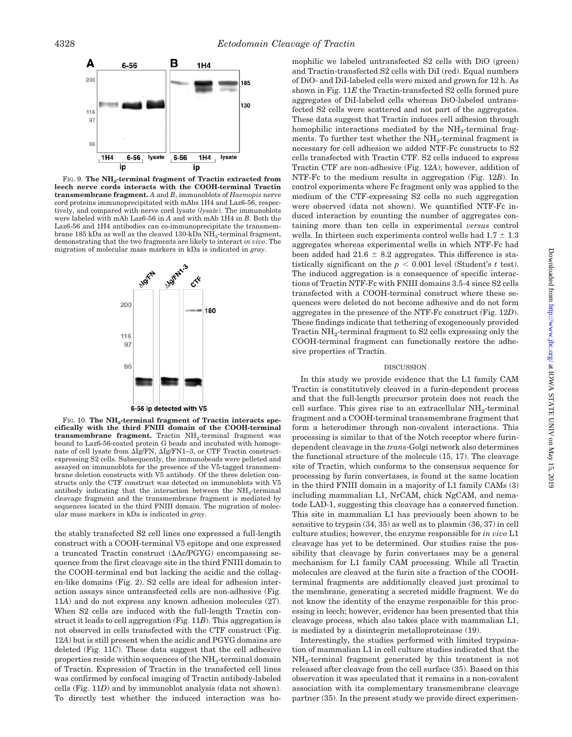FIG. 9. **The $NH_2$-terminal fragment of Tractin extracted from leech nerve cords interacts with the COOH-terminal Tractin transmembrane fragment.** *A* and *B*, immunoblots of *Haemopis* nerve cord proteins immunoprecipitated with mAbs 1H4 and Laz6-56, respectively, and compared with nerve cord lysate (*lysate*). The immunoblots were labeled with mAb Laz6-56 in *A* and with mAb 1H4 in *B*. Both the Laz6-56 and 1H4 antibodies can co-immunoprecipitate the transmembrane 185 kDa as well as the cleaved 130-kDa $NH_2$-terminal fragment, demonstrating that the two fragments are likely to interact *in vivo*. The migration of molecular mass markers in kDa is indicated in *gray*.

FIG. 10. **The $NH_2$-terminal fragment of Tractin interacts specifically with the third FNIII domain of the COOH-terminal transmembrane fragment.** Tractin $NH_2$-terminal fragment was bound to Laz6-56-coated protein G beads and incubated with homogenate of cell lysate from ΔIg/FN, ΔIg/FN1–3, or CTF Tractin construct-expressing S2 cells. Subsequently, the immunobeads were pelleted and assayed on immunoblots for the presence of the V5-tagged transmembrane deletion constructs with V5 antibody. Of the three deletion constructs only the CTF construct was detected on immunoblots with V5 antibody indicating that the interaction between the $NH_2$-terminal cleavage fragment and the transmembrane fragment is mediated by sequences located in the third FNIII domain. The migration of molecular mass markers in kDa is indicated in *gray*.

the stably transfected S2 cell lines one expressed a full-length construct with a COOH-terminal V5 epitope and one expressed a truncated Tractin construct (ΔAc/PGYG) encompassing sequence from the first cleavage site in the third FNIII domain to the COOH-terminal end but lacking the acidic and the collagen-like domains (Fig. 2). S2 cells are ideal for adhesion interaction assays since untransfected cells are non-adhesive (Fig. 11*A*) and do not express any known adhesion molecules (27). When S2 cells are induced with the full-length Tractin construct it leads to cell aggregation (Fig. 11*B*). This aggregation is not observed in cells transfected with the CTF construct (Fig. 12*A*) but is still present when the acidic and PGYG domains are deleted (Fig. 11*C*). These data suggest that the cell adhesive properties reside within sequences of the $NH_2$-terminal domain of Tractin. Expression of Tractin in the transfected cell lines was confirmed by confocal imaging of Tractin antibody-labeled cells (Fig. 11*D*) and by immunoblot analysis (data not shown). To directly test whether the induced interaction was homophilic we labeled untransfected S2 cells with DiO (green) and Tractin-transfected S2 cells with DiI (red). Equal numbers of DiO- and DiI-labeled cells were mixed and grown for 12 h. As shown in Fig. 11*E* the Tractin-transfected S2 cells formed pure aggregates of DiI-labeled cells whereas DiO-labeled untransfected S2 cells were scattered and not part of the aggregates. These data suggest that Tractin induces cell adhesion through homophilic interactions mediated by the $NH_2$-terminal fragments. To further test whether the $NH_2$-terminal fragment is necessary for cell adhesion we added NTF-Fc constructs to S2 cells transfected with Tractin CTF. S2 cells induced to express Tractin CTF are non-adhesive (Fig. 12*A*); however, addition of NTF-Fc to the medium results in aggregation (Fig. 12*B*). In control experiments where Fc fragment only was applied to the medium of the CTF-expressing S2 cells no such aggregation were observed (data not shown). We quantified NTF-Fc induced interaction by counting the number of aggregates containing more than ten cells in experimental *versus* control wells. In thirteen such experiments control wells had $1.7 \pm 1.3$ aggregates whereas experimental wells in which NTF-Fc had been added had $21.6 \pm 8.2$ aggregates. This difference is statistically significant on the $p < 0.001$ level (Student's *t* test). The induced aggregation is a consequence of specific interactions of Tractin NTF-Fc with FNIII domains 3.5-4 since S2 cells transfected with a COOH-terminal construct where these sequences were deleted do not become adhesive and do not form aggregates in the presence of the NTF-Fc construct (Fig. 12*D*). These findings indicate that tethering of exogeneously provided Tractin $NH_2$-terminal fragment to S2 cells expressing only the COOH-terminal fragment can functionally restore the adhesive properties of Tractin.

## DISCUSSION

In this study we provide evidence that the L1 family CAM Tractin is constitutively cleaved in a furin-dependent process and that the full-length precursor protein does not reach the cell surface. This gives rise to an extracellular $NH_2$-terminal fragment and a COOH-terminal transmembrane fragment that form a heterodimer through non-covalent interactions. This processing is similar to that of the Notch receptor where furin-dependent cleavage in the *trans*-Golgi network also determines the functional structure of the molecule (15, 17). The cleavage site of Tractin, which conforms to the consensus sequence for processing by furin convertases, is found at the same location in the third FNIII domain in a majority of L1 family CAMs (3) including mammalian L1, NrCAM, chick NgCAM, and nematode LAD-1, suggesting this cleavage has a conserved function. This site in mammalian L1 has previously been shown to be sensitive to trypsin (34, 35) as well as to plasmin (36, 37) in cell culture studies; however, the enzyme responsible for *in vivo* L1 cleavage has yet to be determined. Our studies raise the possibility that cleavage by furin convertases may be a general mechanism for L1 family CAM processing. While all Tractin molecules are cleaved at the furin site a fraction of the COOH-terminal fragments are additionally cleaved just proximal to the membrane, generating a secreted middle fragment. We do not know the identity of the enzyme responsible for this processing in leech; however, evidence has been presented that this cleavage process, which also takes place with mammalian L1, is mediated by a disintegrin metalloproteinase (19).

Interestingly, the studies performed with limited trypsination of mammalian L1 in cell culture studies indicated that the $NH_2$-terminal fragment generated by this treatment is not released after cleavage from the cell surface (35). Based on this observation it was speculated that it remains in a non-covalent association with its complementary transmembrane cleavage partner (35). In the present study we provide direct experimen-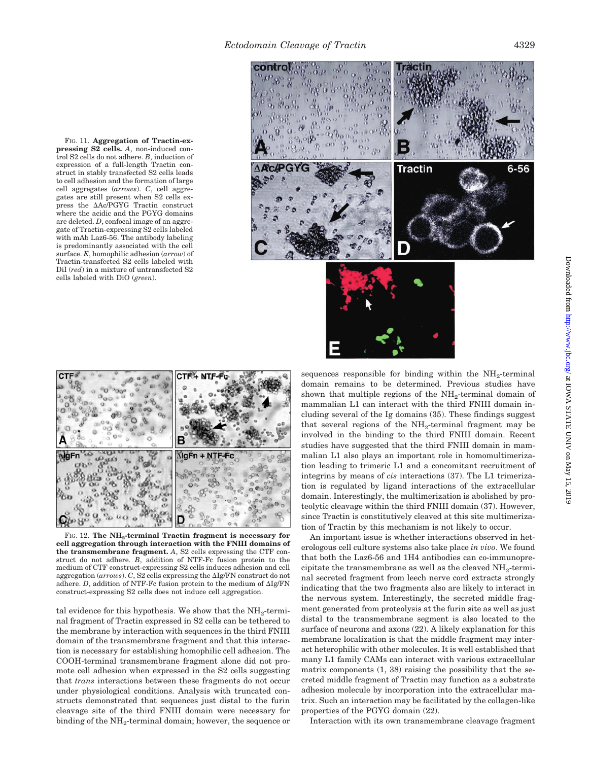FIG. 11. **Aggregation of Tractin-expressing S2 cells.** *A*, non-induced control S2 cells do not adhere. *B*, induction of expression of a full-length Tractin construct in stably transfected S2 cells leads to cell adhesion and the formation of large cell aggregates (*arrows*). *C*, cell aggregates are still present when S2 cells express the ΔAc/PGYG Tractin construct where the acidic and the PGYG domains are deleted. *D*, confocal image of an aggregate of Tractin-expressing S2 cells labeled with mAb Laz6-56. The antibody labeling is predominantly associated with the cell surface. *E*, homophilic adhesion (*arrow*) of Tractin-transfected S2 cells labeled with DiI (*red*) in a mixture of untransfected S2 cells labeled with DiO (*green*).

FIG. 12. **The $NH_2$-terminal Tractin fragment is necessary for cell aggregation through interaction with the FNIII domains of the transmembrane fragment.** *A*, S2 cells expressing the CTF construct do not adhere. *B*, addition of NTF-Fc fusion protein to the medium of CTF construct-expressing S2 cells induces adhesion and cell aggregation (*arrows*). *C*, S2 cells expressing the ΔIg/FN construct do not adhere. *D*, addition of NTF-Fc fusion protein to the medium of ΔIg/FN construct-expressing S2 cells does not induce cell aggregation.

tal evidence for this hypothesis. We show that the $NH_2$-terminal fragment of Tractin expressed in S2 cells can be tethered to the membrane by interaction with sequences in the third FNIII domain of the transmembrane fragment and that this interaction is necessary for establishing homophilic cell adhesion. The COOH-terminal transmembrane fragment alone did not promote cell adhesion when expressed in the S2 cells suggesting that *trans* interactions between these fragments do not occur under physiological conditions. Analysis with truncated constructs demonstrated that sequences just distal to the furin cleavage site of the third FNIII domain were necessary for binding of the $NH_2$-terminal domain; however, the sequence or sequences responsible for binding within the $NH_2$-terminal domain remains to be determined. Previous studies have shown that multiple regions of the $NH_2$-terminal domain of mammalian L1 can interact with the third FNIII domain including several of the Ig domains (35). These findings suggest that several regions of the $NH_2$-terminal fragment may be involved in the binding to the third FNIII domain. Recent studies have suggested that the third FNIII domain in mammalian L1 also plays an important role in homomultimerization leading to trimeric L1 and a concomitant recruitment of integrins by means of *cis* interactions (37). The L1 trimerization is regulated by ligand interactions of the extracellular domain. Interestingly, the multimerization is abolished by proteolytic cleavage within the third FNIII domain (37). However, since Tractin is constitutively cleaved at this site multimerization of Tractin by this mechanism is not likely to occur.

An important issue is whether interactions observed in heterologous cell culture systems also take place *in vivo*. We found that both the Laz6-56 and 1H4 antibodies can co-immunoprecipitate the transmembrane as well as the cleaved $NH_2$-terminal secreted fragment from leech nerve cord extracts strongly indicating that the two fragments also are likely to interact in the nervous system. Interestingly, the secreted middle fragment generated from proteolysis at the furin site as well as just distal to the transmembrane segment is also located to the surface of neurons and axons (22). A likely explanation for this membrane localization is that the middle fragment may interact heterophilic with other molecules. It is well established that many L1 family CAMs can interact with various extracellular matrix components (1, 38) raising the possibility that the secreted middle fragment of Tractin may function as a substrate adhesion molecule by incorporation into the extracellular matrix. Such an interaction may be facilitated by the collagen-like properties of the PGYG domain (22).

Interaction with its own transmembrane cleavage fragment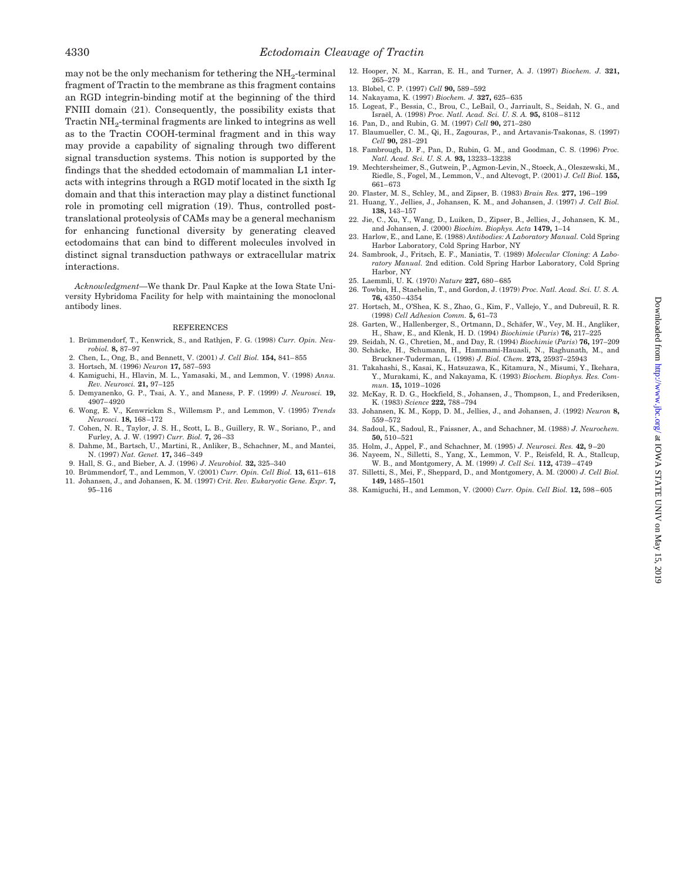may not be the only mechanism for tethering the $NH_2$-terminal fragment of Tractin to the membrane as this fragment contains an RGD integrin-binding motif at the beginning of the third FNIII domain (21). Consequently, the possibility exists that Tractin $NH_2$-terminal fragments are linked to integrins as well as to the Tractin COOH-terminal fragment and in this way may provide a capability of signaling through two different signal transduction systems. This notion is supported by the findings that the shedded ectodomain of mammalian L1 interacts with integrins through a RGD motif located in the sixth Ig domain and that this interaction may play a distinct functional role in promoting cell migration (19). Thus, controlled post-translational proteolysis of CAMs may be a general mechanism for enhancing functional diversity by generating cleaved ectodomains that can bind to different molecules involved in distinct signal transduction pathways or extracellular matrix interactions.

*Acknowledgment*—We thank Dr. Paul Kapke at the Iowa State University Hybridoma Facility for help with maintaining the monoclonal antibody lines.

## REFERENCES

1. Brümmendorf, T., Kenwrick, S., and Rathjen, F. G. (1998) *Curr. Opin. Neurobiol.* **8,** 87–97
2. Chen, L., Ong, B., and Bennett, V. (2001) *J. Cell Biol.* **154,** 841–855
3. Hortsch, M. (1996) *Neuron* **17,** 587–593
4. Kamiguchi, H., Hlavin, M. L., Yamasaki, M., and Lemmon, V. (1998) *Annu. Rev. Neurosci.* **21,** 97–125
5. Demyanenko, G. P., Tsai, A. Y., and Maness, P. F. (1999) *J. Neurosci.* **19,** 4907–4920
6. Wong, E. V., Kenwrickm S., Willemsm P., and Lemmon, V. (1995) *Trends Neurosci.* **18,** 168–172
7. Cohen, N. R., Taylor, J. S. H., Scott, L. B., Guillery, R. W., Soriano, P., and Furley, A. J. W. (1997) *Curr. Biol.* **7,** 26–33
8. Dahme, M., Bartsch, U., Martini, R., Anliker, B., Schachner, M., and Mantei, N. (1997) *Nat. Genet.* **17,** 346–349
9. Hall, S. G., and Bieber, A. J. (1996) *J. Neurobiol.* **32,** 325–340
10. Brümmendorf, T., and Lemmon, V. (2001) *Curr. Opin. Cell Biol.* **13,** 611–618
11. Johansen, J., and Johansen, K. M. (1997) *Crit. Rev. Eukaryotic Gene. Expr.* **7,** 95–116
12. Hooper, N. M., Karran, E. H., and Turner, A. J. (1997) *Biochem. J.* **321,** 265–279
13. Blobel, C. P. (1997) *Cell* **90,** 589–592
14. Nakayama, K. (1997) *Biochem. J.* **327,** 625–635
15. Logeat, F., Bessia, C., Brou, C., LeBail, O., Jarriault, S., Seidah, N. G., and Israël, A. (1998) *Proc. Natl. Acad. Sci. U. S. A.* **95,** 8108–8112
16. Pan, D., and Rubin, G. M. (1997) *Cell* **90,** 271–280
17. Blaumueller, C. M., Qi, H., Zagouras, P., and Artavanis-Tsakonas, S. (1997) *Cell* **90,** 281–291
18. Fambrough, D. F., Pan, D., Rubin, G. M., and Goodman, C. S. (1996) *Proc. Natl. Acad. Sci. U. S. A.* **93,** 13233–13238
19. Mechtersheimer, S., Gutwein, P., Agmon-Levin, N., Stoeck, A., Oleszewski, M., Riedle, S., Fogel, M., Lemmon, V., and Altevogt, P. (2001) *J. Cell Biol.* **155,** 661–673
20. Flaster, M. S., Schley, M., and Zipser, B. (1983) *Brain Res.* **277,** 196–199
21. Huang, Y., Jellies, J., Johansen, K. M., and Johansen, J. (1997) *J. Cell Biol.* **138,** 143–157
22. Jie, C., Xu, Y., Wang, D., Luiken, D., Zipser, B., Jellies, J., Johansen, K. M., and Johansen, J. (2000) *Biochim. Biophys. Acta* **1479,** 1–14
23. Harlow, E., and Lane, E. (1988) *Antibodies: A Laboratory Manual.* Cold Spring Harbor Laboratory, Cold Spring Harbor, NY
24. Sambrook, J., Fritsch, E. F., Maniatis, T. (1989) *Molecular Cloning: A Laboratory Manual.* 2nd edition. Cold Spring Harbor Laboratory, Cold Spring Harbor, NY
25. Laemmli, U. K. (1970) *Nature* **227,** 680–685
26. Towbin, H., Staehelin, T., and Gordon, J. (1979) *Proc. Natl. Acad. Sci. U. S. A.* **76,** 4350–4354
27. Hortsch, M., O'Shea, K. S., Zhao, G., Kim, F., Vallejo, Y., and Dubreuil, R. R. (1998) *Cell Adhesion Comm.* **5,** 61–73
28. Garten, W., Hallenberger, S., Ortmann, D., Schäfer, W., Vey, M. H., Angliker, H., Shaw, E., and Klenk, H. D. (1994) *Biochimie* (*Paris*) **76,** 217–225
29. Seidah, N. G., Chretien, M., and Day, R. (1994) *Biochimie* (*Paris*) **76,** 197–209
30. Schäcke, H., Schumann, H., Hammami-Hauasli, N., Raghunath, M., and Bruckner-Tuderman, L. (1998) *J. Biol. Chem.* **273,** 25937–25943
31. Takahashi, S., Kasai, K., Hatsuzawa, K., Kitamura, N., Misumi, Y., Ikehara, Y., Murakami, K., and Nakayama, K. (1993) *Biochem. Biophys. Res. Commun.* **15,** 1019–1026
32. McKay, R. D. G., Hockfield, S., Johansen, J., Thompson, I., and Frederiksen, K. (1983) *Science* **222,** 788–794
33. Johansen, K. M., Kopp, D. M., Jellies, J., and Johansen, J. (1992) *Neuron* **8,** 559–572
34. Sadoul, K., Sadoul, R., Faissner, A., and Schachner, M. (1988) *J. Neurochem.* **50,** 510–521
35. Holm, J., Appel, F., and Schachner, M. (1995) *J. Neurosci. Res.* **42,** 9–20
36. Nayeem, N., Silletti, S., Yang, X., Lemmon, V. P., Reisfeld, R. A., Stallcup, W. B., and Montgomery, A. M. (1999) *J. Cell Sci.* **112,** 4739–4749
37. Silletti, S., Mei, F., Sheppard, D., and Montgomery, A. M. (2000) *J. Cell Biol.* **149,** 1485–1501
38. Kamiguchi, H., and Lemmon, V. (2000) *Curr. Opin. Cell Biol.* **12,** 598–605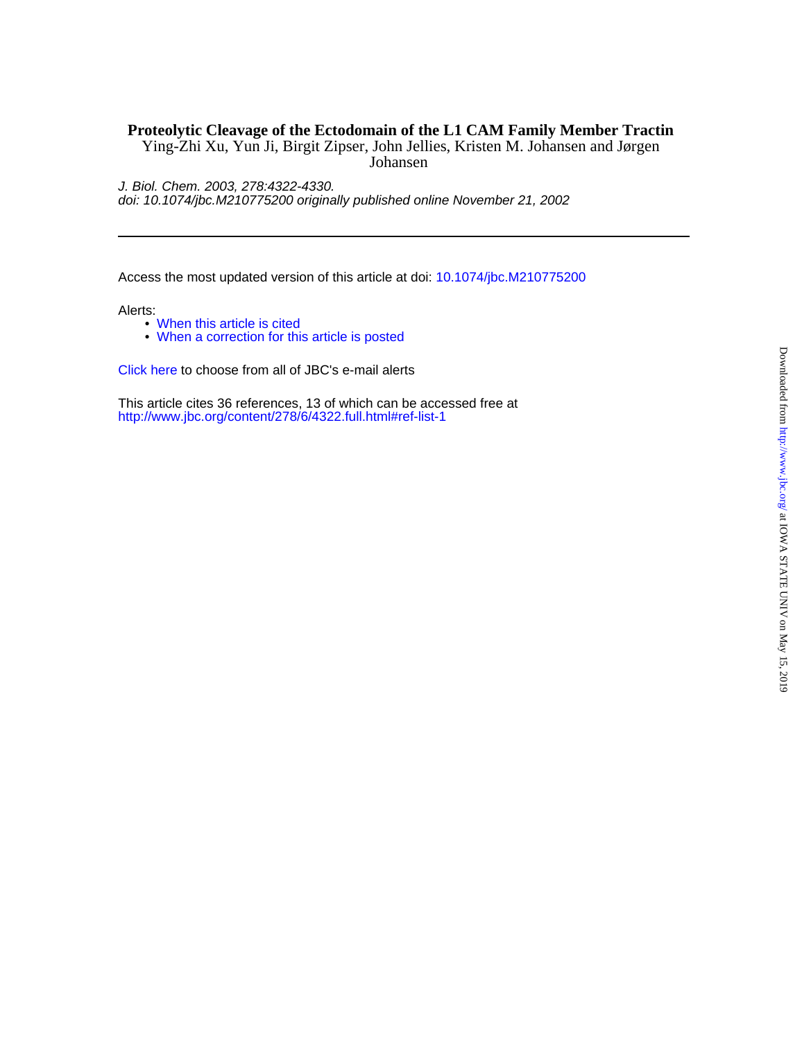**Proteolytic Cleavage of the Ectodomain of the L1 CAM Family Member Tractin**

Ying-Zhi Xu, Yun Ji, Birgit Zipser, John Jellies, Kristen M. Johansen and Jørgen Johansen

*J. Biol. Chem. 2003, 278:4322-4330.*

*doi: 10.1074/jbc.M210775200 originally published online November 21, 2002*

---

Access the most updated version of this article at doi: 10.1074/jbc.M210775200

Alerts:

- When this article is cited
- When a correction for this article is posted

Click here to choose from all of JBC's e-mail alerts

This article cites 36 references, 13 of which can be accessed free at http://www.jbc.org/content/278/6/4322.full.html#ref-list-1